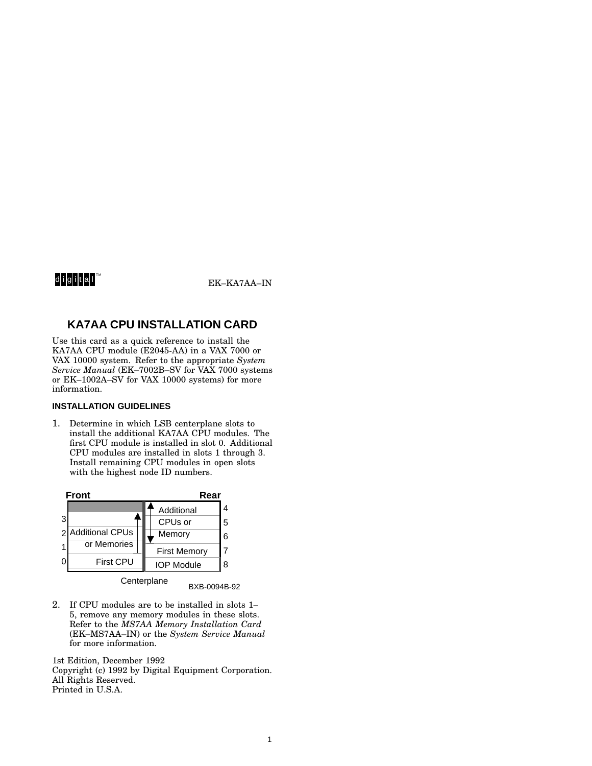digital™ EK–KA7AA–IN

# KA7AA CPU INSTALLATION CARD

Use this card as a quick reference to install the KA7AA CPU module (E2045-AA) in a VAX 7000 or VAX 10000 system. Refer to the appropriate *System Service Manual* (EK–7002B–SV for VAX 7000 systems or EK–1002A–SV for VAX 10000 systems) for more information.

## INSTALLATION GUIDELINES

1. Determine in which LSB centerplane slots to install the additional KA7AA CPU modules. The first CPU module is installed in slot 0. Additional CPU modules are installed in slots 1 through 3. Install remaining CPU modules in open slots with the highest node ID numbers.

| Front Slot | Front | Rear | Rear Slot |
|---|---|---|---|
| | | Additional CPUs or Memory | 4 |
| 3 | Additional CPUs or Memories | Additional CPUs or Memory | 5 |
| 2 | Additional CPUs or Memories | Additional CPUs or Memory | 6 |
| 1 | Additional CPUs or Memories | First Memory | 7 |
| 0 | First CPU | IOP Module | 8 |

Centerplane

BXB-0094B-92

2. If CPU modules are to be installed in slots 1–5, remove any memory modules in these slots. Refer to the *MS7AA Memory Installation Card* (EK–MS7AA–IN) or the *System Service Manual* for more information.

1st Edition, December 1992
Copyright (c) 1992 by Digital Equipment Corporation.
All Rights Reserved.
Printed in U.S.A.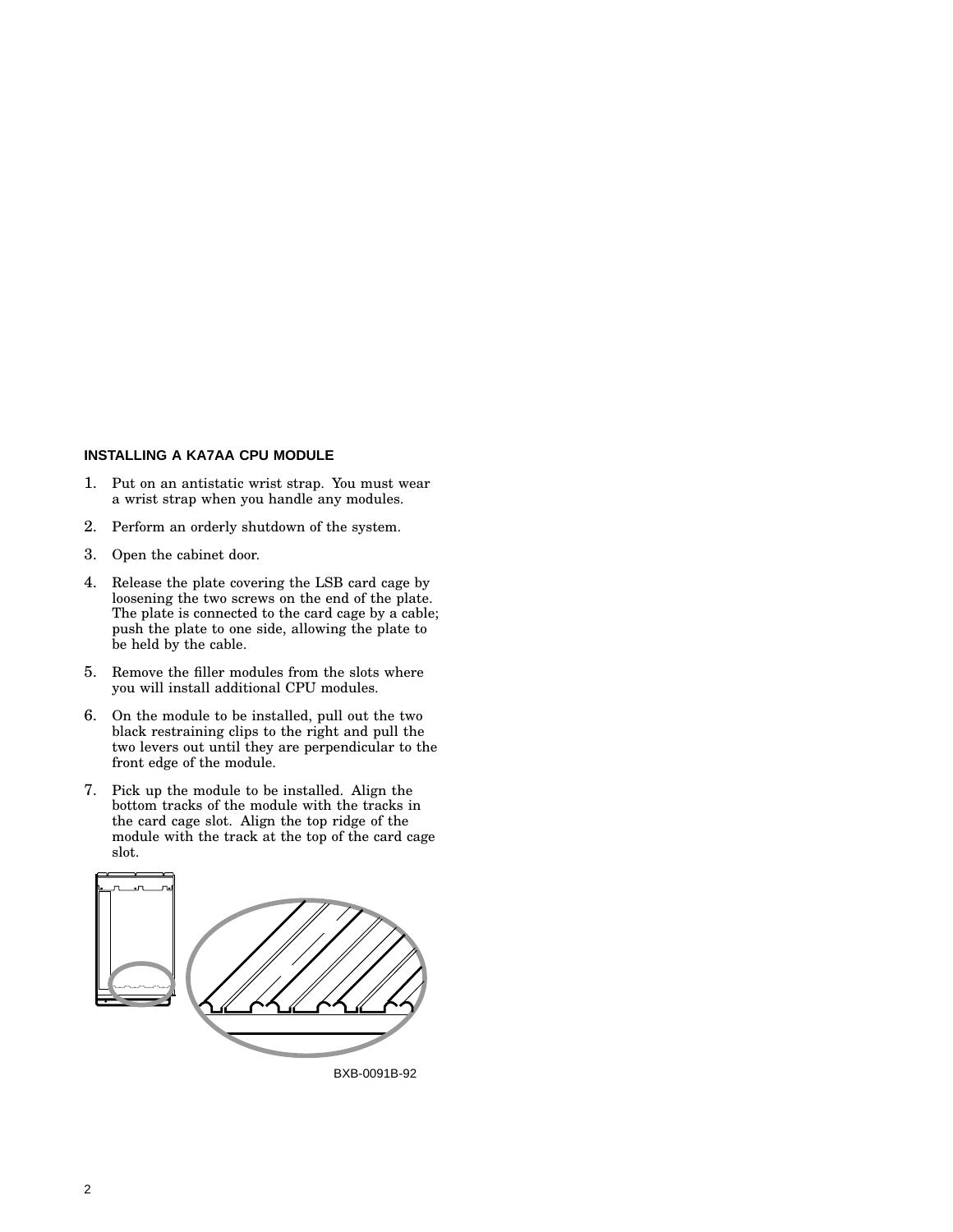### INSTALLING A KA7AA CPU MODULE

1. Put on an antistatic wrist strap. You must wear a wrist strap when you handle any modules.
2. Perform an orderly shutdown of the system.
3. Open the cabinet door.
4. Release the plate covering the LSB card cage by loosening the two screws on the end of the plate. The plate is connected to the card cage by a cable; push the plate to one side, allowing the plate to be held by the cable.
5. Remove the filler modules from the slots where you will install additional CPU modules.
6. On the module to be installed, pull out the two black restraining clips to the right and pull the two levers out until they are perpendicular to the front edge of the module.
7. Pick up the module to be installed. Align the bottom tracks of the module with the tracks in the card cage slot. Align the top ridge of the module with the track at the top of the card cage slot.

BXB-0091B-92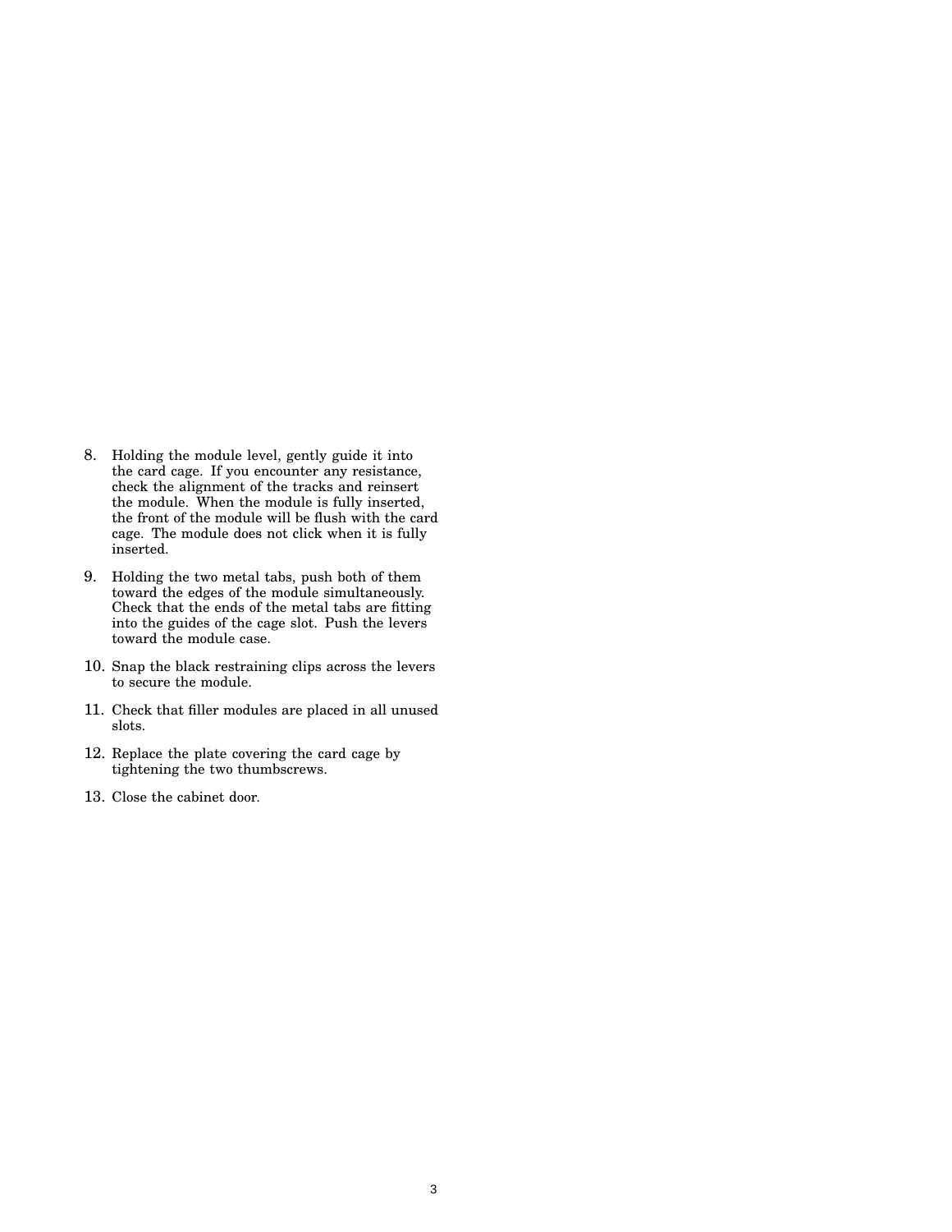8. Holding the module level, gently guide it into the card cage. If you encounter any resistance, check the alignment of the tracks and reinsert the module. When the module is fully inserted, the front of the module will be flush with the card cage. The module does not click when it is fully inserted.

9. Holding the two metal tabs, push both of them toward the edges of the module simultaneously. Check that the ends of the metal tabs are fitting into the guides of the cage slot. Push the levers toward the module case.

10. Snap the black restraining clips across the levers to secure the module.

11. Check that filler modules are placed in all unused slots.

12. Replace the plate covering the card cage by tightening the two thumbscrews.

13. Close the cabinet door.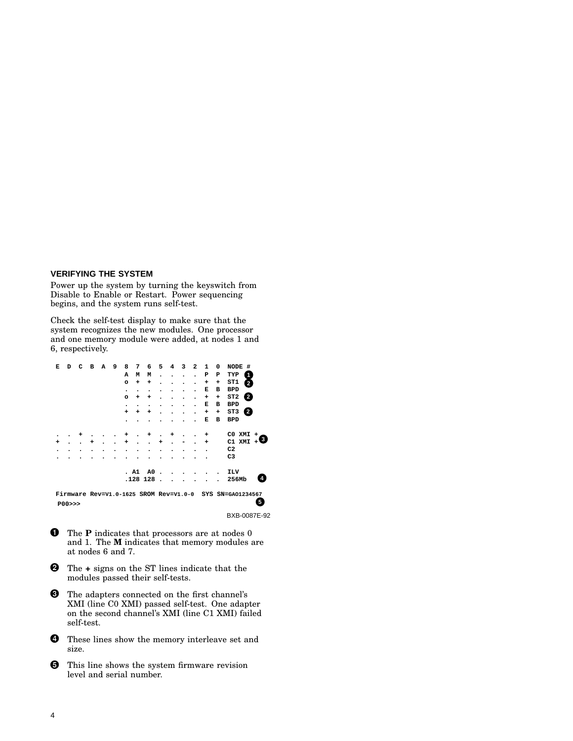## VERIFYING THE SYSTEM

Power up the system by turning the keyswitch from Disable to Enable or Restart. Power sequencing begins, and the system runs self-test.

Check the self-test display to make sure that the system recognizes the new modules. One processor and one memory module were added, at nodes 1 and 6, respectively.

```
 E  D  C  B  A  9  8  7  6  5  4  3  2  1  0  NODE #
                   A  M  M  .  .  .  .  P  P  TYP  ❶
                   o  +  +  .  .  .  .  +  +  ST1  ❷
                   .  .  .  .  .  .  .  E  B  BPD
                   o  +  +  .  .  .  .  +  +  ST2  ❷
                   .  .  .  .  .  .  .  E  B  BPD
                   +  +  +  .  .  .  .  +  +  ST3  ❷
                   .  .  .  .  .  .  .  E  B  BPD

 .  .  +  .  .  .  +  .  +  .  +  .  .  +     C0 XMI +
 +  .  .  +  .  .  +  .  .  +  .  -  .  +     C1 XMI +❸
 .  .  .  .  .  .  .  .  .  .  .  .  .  .     C2
 .  .  .  .  .  .  .  .  .  .  .  .  .  .     C3

                   . A1  A0 .  .  .  .  .  .  ILV
                   .128 128 .  .  .  .  .  .  256Mb   ❹

 Firmware Rev=V1.0-1625 SROM Rev=V1.0-0  SYS SN=GAO1234567
  P00>>>                                              ❺
```

BXB-0087E-92

❶ The **P** indicates that processors are at nodes 0 and 1. The **M** indicates that memory modules are at nodes 6 and 7.

❷ The **+** signs on the ST lines indicate that the modules passed their self-tests.

❸ The adapters connected on the first channel's XMI (line C0 XMI) passed self-test. One adapter on the second channel's XMI (line C1 XMI) failed self-test.

❹ These lines show the memory interleave set and size.

❺ This line shows the system firmware revision level and serial number.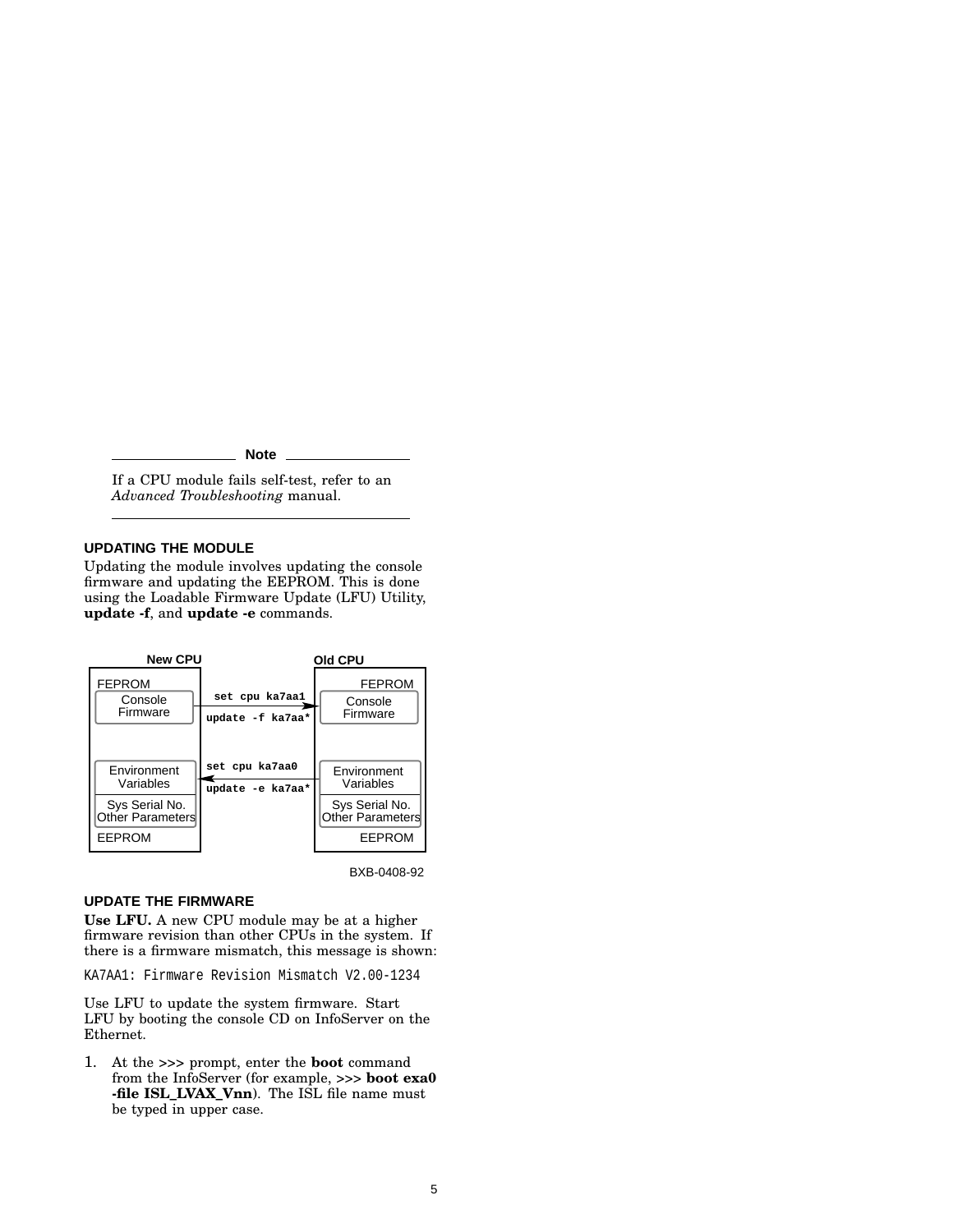**Note**

If a CPU module fails self-test, refer to an *Advanced Troubleshooting* manual.

## UPDATING THE MODULE

Updating the module involves updating the console firmware and updating the EEPROM. This is done using the Loadable Firmware Update (LFU) Utility, **update -f**, and **update -e** commands.

New CPU | Old CPU

FEPROM: Console Firmware — `set cpu ka7aa1` / `update -f ka7aa*` → FEPROM: Console Firmware

EEPROM: Environment Variables, Sys Serial No. Other Parameters ← `set cpu ka7aa0` / `update -e ka7aa*` — EEPROM: Environment Variables, Sys Serial No. Other Parameters

BXB-0408-92

## UPDATE THE FIRMWARE

**Use LFU.** A new CPU module may be at a higher firmware revision than other CPUs in the system. If there is a firmware mismatch, this message is shown:

```
KA7AA1: Firmware Revision Mismatch V2.00-1234
```

Use LFU to update the system firmware. Start LFU by booting the console CD on InfoServer on the Ethernet.

1. At the >>> prompt, enter the **boot** command from the InfoServer (for example, >>> **boot exa0 -file ISL_LVAX_Vnn**). The ISL file name must be typed in upper case.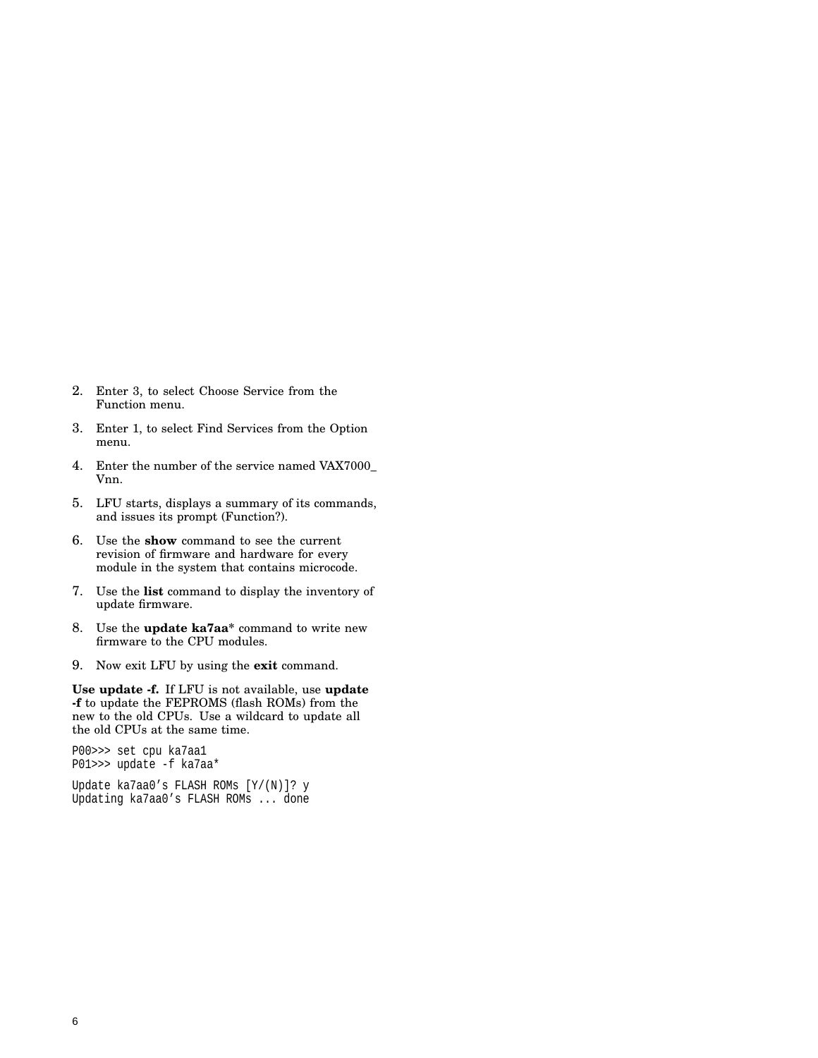2. Enter 3, to select Choose Service from the Function menu.
3. Enter 1, to select Find Services from the Option menu.
4. Enter the number of the service named VAX7000_Vnn.
5. LFU starts, displays a summary of its commands, and issues its prompt (Function?).
6. Use the **show** command to see the current revision of firmware and hardware for every module in the system that contains microcode.
7. Use the **list** command to display the inventory of update firmware.
8. Use the **update ka7aa*** command to write new firmware to the CPU modules.
9. Now exit LFU by using the **exit** command.

**Use update -f.** If LFU is not available, use **update -f** to update the FEPROMS (flash ROMs) from the new to the old CPUs. Use a wildcard to update all the old CPUs at the same time.

```
P00>>> set cpu ka7aa1
P01>>> update -f ka7aa*

Update ka7aa0's FLASH ROMs [Y/(N)]? y
Updating ka7aa0's FLASH ROMs ... done
```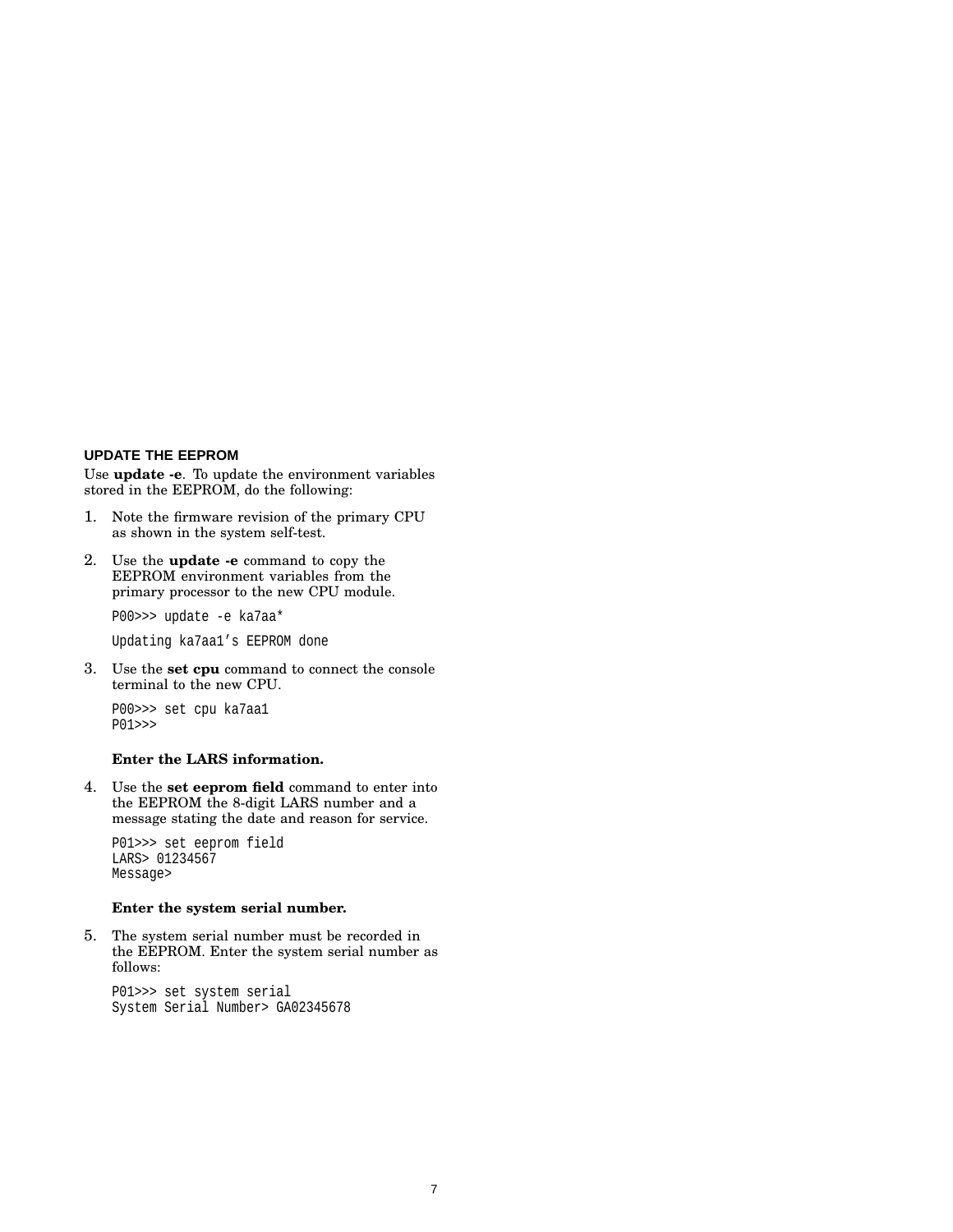### UPDATE THE EEPROM

Use **update -e**. To update the environment variables stored in the EEPROM, do the following:

1. Note the firmware revision of the primary CPU as shown in the system self-test.

2. Use the **update -e** command to copy the EEPROM environment variables from the primary processor to the new CPU module.

   ```
   P00>>> update -e ka7aa*
   ```

   ```
   Updating ka7aa1's EEPROM done
   ```

3. Use the **set cpu** command to connect the console terminal to the new CPU.

   ```
   P00>>> set cpu ka7aa1
   P01>>>
   ```

   **Enter the LARS information.**

4. Use the **set eeprom field** command to enter into the EEPROM the 8-digit LARS number and a message stating the date and reason for service.

   ```
   P01>>> set eeprom field
   LARS> 01234567
   Message>
   ```

   **Enter the system serial number.**

5. The system serial number must be recorded in the EEPROM. Enter the system serial number as follows:

   ```
   P01>>> set system serial
   System Serial Number> GA02345678
   ```